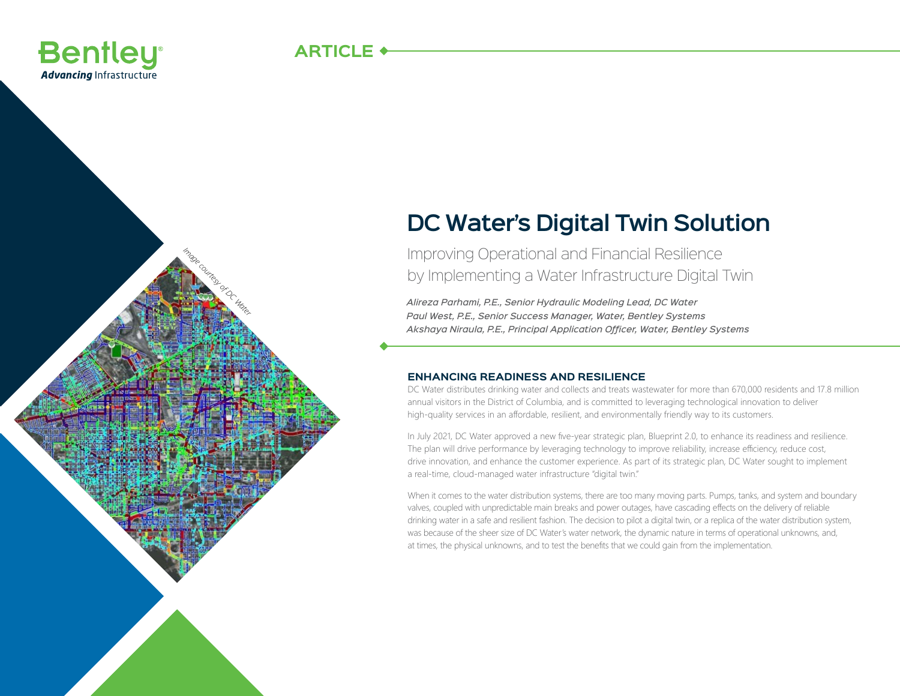ARTICLE

# DC Water's Digital Twin Solution

## Improving Operational and Financial Resilience by Implementing a Water Infrastructure Digital Twin

*Alireza Parhami, P.E., Senior Hydraulic Modeling Lead, DC Water*
*Paul West, P.E., Senior Success Manager, Water, Bentley Systems*
*Akshaya Niraula, P.E., Principal Application Officer, Water, Bentley Systems*

*Image courtesy of DC Water*

### ENHANCING READINESS AND RESILIENCE

DC Water distributes drinking water and collects and treats wastewater for more than 670,000 residents and 17.8 million annual visitors in the District of Columbia, and is committed to leveraging technological innovation to deliver high-quality services in an affordable, resilient, and environmentally friendly way to its customers.

In July 2021, DC Water approved a new five-year strategic plan, Blueprint 2.0, to enhance its readiness and resilience. The plan will drive performance by leveraging technology to improve reliability, increase efficiency, reduce cost, drive innovation, and enhance the customer experience. As part of its strategic plan, DC Water sought to implement a real-time, cloud-managed water infrastructure "digital twin."

When it comes to the water distribution systems, there are too many moving parts. Pumps, tanks, and system and boundary valves, coupled with unpredictable main breaks and power outages, have cascading effects on the delivery of reliable drinking water in a safe and resilient fashion. The decision to pilot a digital twin, or a replica of the water distribution system, was because of the sheer size of DC Water's water network, the dynamic nature in terms of operational unknowns, and, at times, the physical unknowns, and to test the benefits that we could gain from the implementation.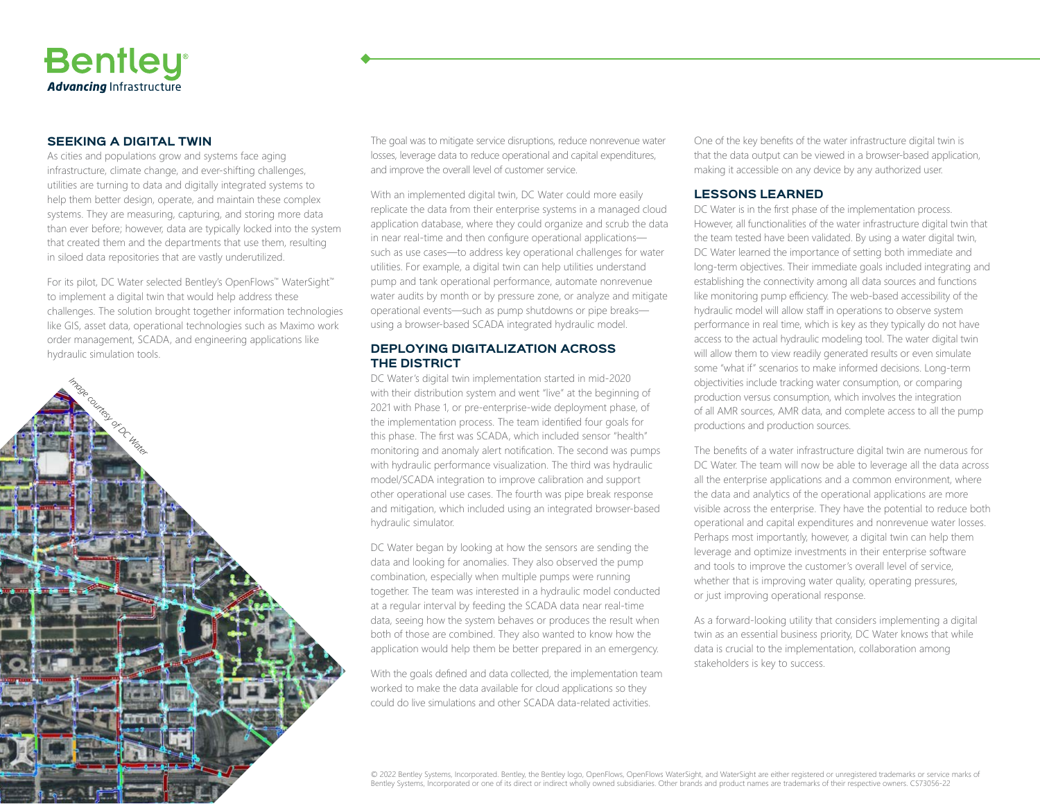## SEEKING A DIGITAL TWIN

As cities and populations grow and systems face aging infrastructure, climate change, and ever-shifting challenges, utilities are turning to data and digitally integrated systems to help them better design, operate, and maintain these complex systems. They are measuring, capturing, and storing more data than ever before; however, data are typically locked into the system that created them and the departments that use them, resulting in siloed data repositories that are vastly underutilized.

For its pilot, DC Water selected Bentley's OpenFlows™ WaterSight™ to implement a digital twin that would help address these challenges. The solution brought together information technologies like GIS, asset data, operational technologies such as Maximo work order management, SCADA, and engineering applications like hydraulic simulation tools.

*Image courtesy of DC Water*

The goal was to mitigate service disruptions, reduce nonrevenue water losses, leverage data to reduce operational and capital expenditures, and improve the overall level of customer service.

With an implemented digital twin, DC Water could more easily replicate the data from their enterprise systems in a managed cloud application database, where they could organize and scrub the data in near real-time and then configure operational applications—such as use cases—to address key operational challenges for water utilities. For example, a digital twin can help utilities understand pump and tank operational performance, automate nonrevenue water audits by month or by pressure zone, or analyze and mitigate operational events—such as pump shutdowns or pipe breaks—using a browser-based SCADA integrated hydraulic model.

## DEPLOYING DIGITALIZATION ACROSS THE DISTRICT

DC Water's digital twin implementation started in mid-2020 with their distribution system and went "live" at the beginning of 2021 with Phase 1, or pre-enterprise-wide deployment phase, of the implementation process. The team identified four goals for this phase. The first was SCADA, which included sensor "health" monitoring and anomaly alert notification. The second was pumps with hydraulic performance visualization. The third was hydraulic model/SCADA integration to improve calibration and support other operational use cases. The fourth was pipe break response and mitigation, which included using an integrated browser-based hydraulic simulator.

DC Water began by looking at how the sensors are sending the data and looking for anomalies. They also observed the pump combination, especially when multiple pumps were running together. The team was interested in a hydraulic model conducted at a regular interval by feeding the SCADA data near real-time data, seeing how the system behaves or produces the result when both of those are combined. They also wanted to know how the application would help them be better prepared in an emergency.

With the goals defined and data collected, the implementation team worked to make the data available for cloud applications so they could do live simulations and other SCADA data-related activities.

One of the key benefits of the water infrastructure digital twin is that the data output can be viewed in a browser-based application, making it accessible on any device by any authorized user.

## LESSONS LEARNED

DC Water is in the first phase of the implementation process. However, all functionalities of the water infrastructure digital twin that the team tested have been validated. By using a water digital twin, DC Water learned the importance of setting both immediate and long-term objectives. Their immediate goals included integrating and establishing the connectivity among all data sources and functions like monitoring pump efficiency. The web-based accessibility of the hydraulic model will allow staff in operations to observe system performance in real time, which is key as they typically do not have access to the actual hydraulic modeling tool. The water digital twin will allow them to view readily generated results or even simulate some "what if" scenarios to make informed decisions. Long-term objectivities include tracking water consumption, or comparing production versus consumption, which involves the integration of all AMR sources, AMR data, and complete access to all the pump productions and production sources.

The benefits of a water infrastructure digital twin are numerous for DC Water. The team will now be able to leverage all the data across all the enterprise applications and a common environment, where the data and analytics of the operational applications are more visible across the enterprise. They have the potential to reduce both operational and capital expenditures and nonrevenue water losses. Perhaps most importantly, however, a digital twin can help them leverage and optimize investments in their enterprise software and tools to improve the customer's overall level of service, whether that is improving water quality, operating pressures, or just improving operational response.

As a forward-looking utility that considers implementing a digital twin as an essential business priority, DC Water knows that while data is crucial to the implementation, collaboration among stakeholders is key to success.

© 2022 Bentley Systems, Incorporated. Bentley, the Bentley logo, OpenFlows, OpenFlows WaterSight, and WaterSight are either registered or unregistered trademarks or service marks of Bentley Systems, Incorporated or one of its direct or indirect wholly owned subsidiaries. Other brands and product names are trademarks of their respective owners. CS73056-22